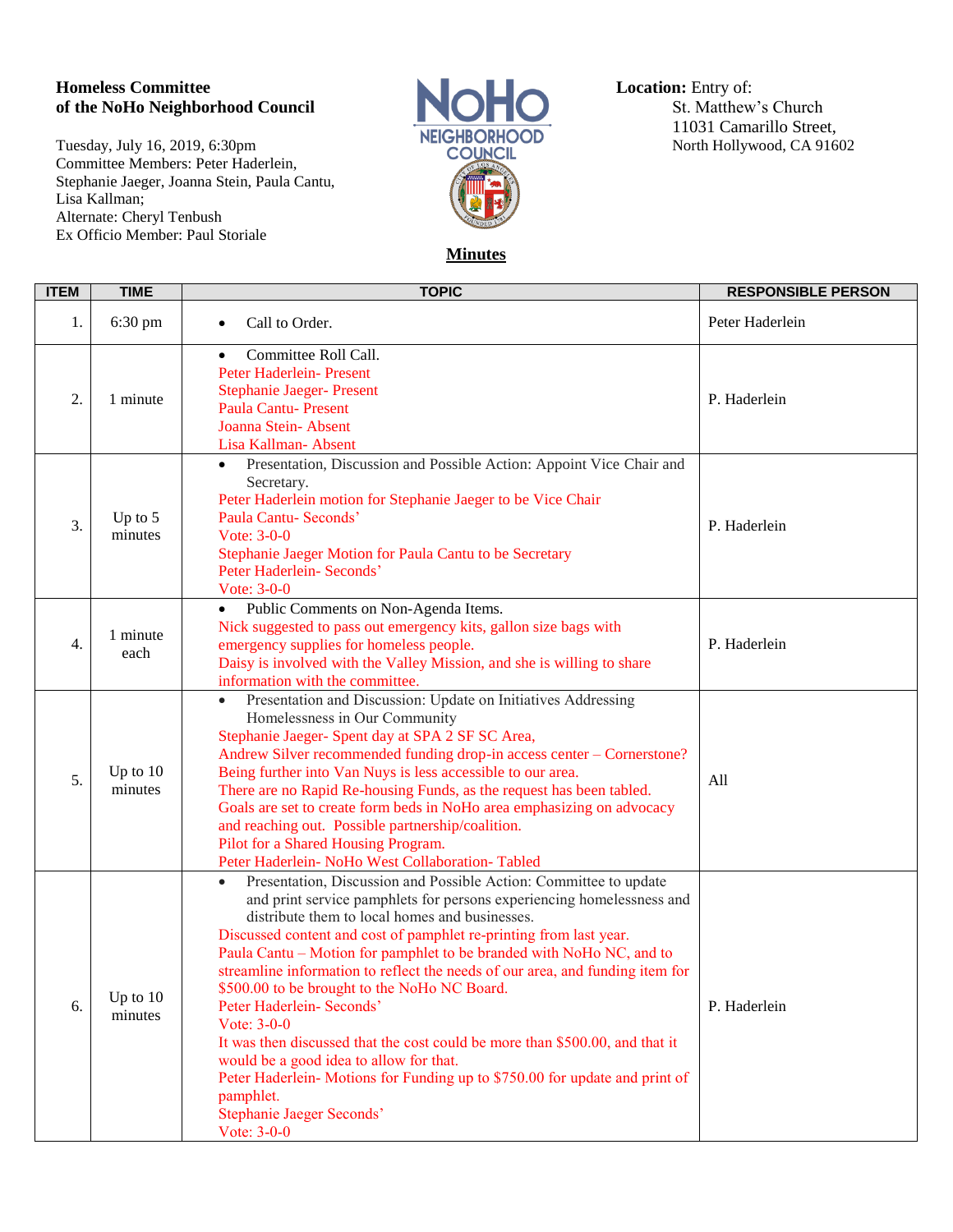**Homeless Committee**
**of the NoHo Neighborhood Council**

Tuesday, July 16, 2019, 6:30pm
Committee Members: Peter Haderlein, Stephanie Jaeger, Joanna Stein, Paula Cantu, Lisa Kallman;
Alternate: Cheryl Tenbush
Ex Officio Member: Paul Storiale

**Location:** Entry of:
St. Matthew's Church
11031 Camarillo Street,
North Hollywood, CA 91602

**Minutes**

| ITEM | TIME | TOPIC | RESPONSIBLE PERSON |
|---|---|---|---|
| 1. | 6:30 pm | • Call to Order. | Peter Haderlein |
| 2. | 1 minute | • Committee Roll Call.<br>Peter Haderlein- Present<br>Stephanie Jaeger- Present<br>Paula Cantu- Present<br>Joanna Stein- Absent<br>Lisa Kallman- Absent | P. Haderlein |
| 3. | Up to 5 minutes | • Presentation, Discussion and Possible Action: Appoint Vice Chair and Secretary.<br>Peter Haderlein motion for Stephanie Jaeger to be Vice Chair<br>Paula Cantu- Seconds'<br>Vote: 3-0-0<br>Stephanie Jaeger Motion for Paula Cantu to be Secretary<br>Peter Haderlein- Seconds'<br>Vote: 3-0-0 | P. Haderlein |
| 4. | 1 minute each | • Public Comments on Non-Agenda Items.<br>Nick suggested to pass out emergency kits, gallon size bags with emergency supplies for homeless people.<br>Daisy is involved with the Valley Mission, and she is willing to share information with the committee. | P. Haderlein |
| 5. | Up to 10 minutes | • Presentation and Discussion: Update on Initiatives Addressing Homelessness in Our Community<br>Stephanie Jaeger- Spent day at SPA 2 SF SC Area,<br>Andrew Silver recommended funding drop-in access center – Cornerstone?<br>Being further into Van Nuys is less accessible to our area.<br>There are no Rapid Re-housing Funds, as the request has been tabled.<br>Goals are set to create form beds in NoHo area emphasizing on advocacy and reaching out. Possible partnership/coalition.<br>Pilot for a Shared Housing Program.<br>Peter Haderlein- NoHo West Collaboration- Tabled | All |
| 6. | Up to 10 minutes | • Presentation, Discussion and Possible Action: Committee to update and print service pamphlets for persons experiencing homelessness and distribute them to local homes and businesses.<br>Discussed content and cost of pamphlet re-printing from last year.<br>Paula Cantu – Motion for pamphlet to be branded with NoHo NC, and to streamline information to reflect the needs of our area, and funding item for $500.00 to be brought to the NoHo NC Board.<br>Peter Haderlein- Seconds'<br>Vote: 3-0-0<br>It was then discussed that the cost could be more than $500.00, and that it would be a good idea to allow for that.<br>Peter Haderlein- Motions for Funding up to $750.00 for update and print of pamphlet.<br>Stephanie Jaeger Seconds'<br>Vote: 3-0-0 | P. Haderlein |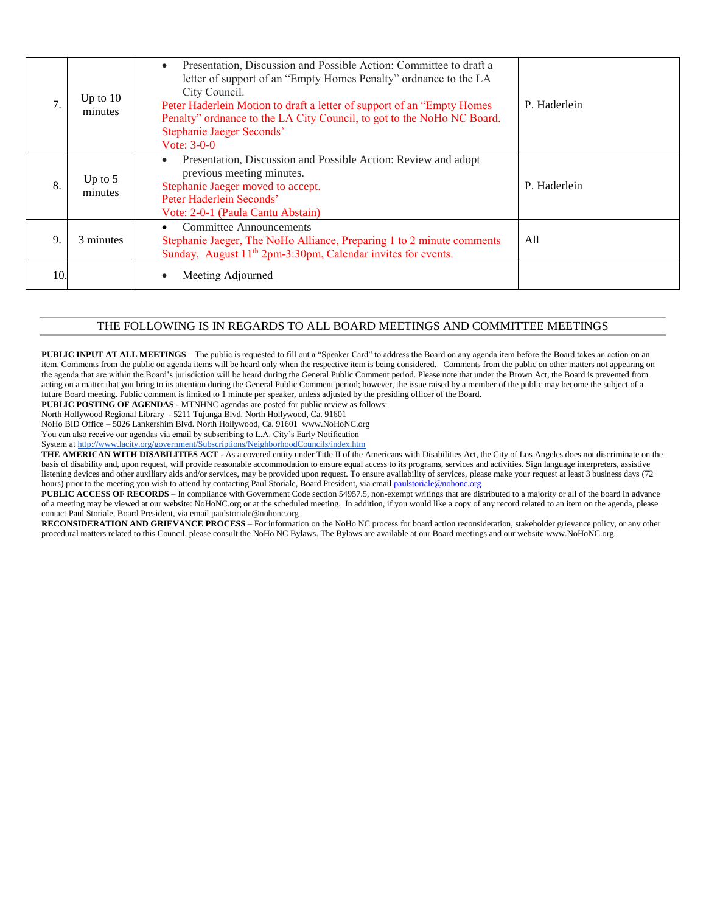| | | | |
|---|---|---|---|
| 7. | Up to 10 minutes | • Presentation, Discussion and Possible Action: Committee to draft a letter of support of an "Empty Homes Penalty" ordnance to the LA City Council.<br>Peter Haderlein Motion to draft a letter of support of an "Empty Homes Penalty" ordnance to the LA City Council, to got to the NoHo NC Board.<br>Stephanie Jaeger Seconds'<br>Vote: 3-0-0 | P. Haderlein |
| 8. | Up to 5 minutes | • Presentation, Discussion and Possible Action: Review and adopt previous meeting minutes.<br>Stephanie Jaeger moved to accept.<br>Peter Haderlein Seconds'<br>Vote: 2-0-1 (Paula Cantu Abstain) | P. Haderlein |
| 9. | 3 minutes | • Committee Announcements<br>Stephanie Jaeger, The NoHo Alliance, Preparing 1 to 2 minute comments Sunday, August 11th 2pm-3:30pm, Calendar invites for events. | All |
| 10. | | • Meeting Adjourned | |

## THE FOLLOWING IS IN REGARDS TO ALL BOARD MEETINGS AND COMMITTEE MEETINGS

**PUBLIC INPUT AT ALL MEETINGS** – The public is requested to fill out a "Speaker Card" to address the Board on any agenda item before the Board takes an action on an item. Comments from the public on agenda items will be heard only when the respective item is being considered. Comments from the public on other matters not appearing on the agenda that are within the Board's jurisdiction will be heard during the General Public Comment period. Please note that under the Brown Act, the Board is prevented from acting on a matter that you bring to its attention during the General Public Comment period; however, the issue raised by a member of the public may become the subject of a future Board meeting. Public comment is limited to 1 minute per speaker, unless adjusted by the presiding officer of the Board.

**PUBLIC POSTING OF AGENDAS** - MTNHNC agendas are posted for public review as follows:
North Hollywood Regional Library - 5211 Tujunga Blvd. North Hollywood, Ca. 91601
NoHo BID Office – 5026 Lankershim Blvd. North Hollywood, Ca. 91601 www.NoHoNC.org
You can also receive our agendas via email by subscribing to L.A. City's Early Notification
System at http://www.lacity.org/government/Subscriptions/NeighborhoodCouncils/index.htm

**THE AMERICAN WITH DISABILITIES ACT** - As a covered entity under Title II of the Americans with Disabilities Act, the City of Los Angeles does not discriminate on the basis of disability and, upon request, will provide reasonable accommodation to ensure equal access to its programs, services and activities. Sign language interpreters, assistive listening devices and other auxiliary aids and/or services, may be provided upon request. To ensure availability of services, please make your request at least 3 business days (72 hours) prior to the meeting you wish to attend by contacting Paul Storiale, Board President, via email paulstoriale@nohonc.org

**PUBLIC ACCESS OF RECORDS** – In compliance with Government Code section 54957.5, non-exempt writings that are distributed to a majority or all of the board in advance of a meeting may be viewed at our website: NoHoNC.org or at the scheduled meeting. In addition, if you would like a copy of any record related to an item on the agenda, please contact Paul Storiale, Board President, via email paulstoriale@nohonc.org

**RECONSIDERATION AND GRIEVANCE PROCESS** – For information on the NoHo NC process for board action reconsideration, stakeholder grievance policy, or any other procedural matters related to this Council, please consult the NoHo NC Bylaws. The Bylaws are available at our Board meetings and our website www.NoHoNC.org.